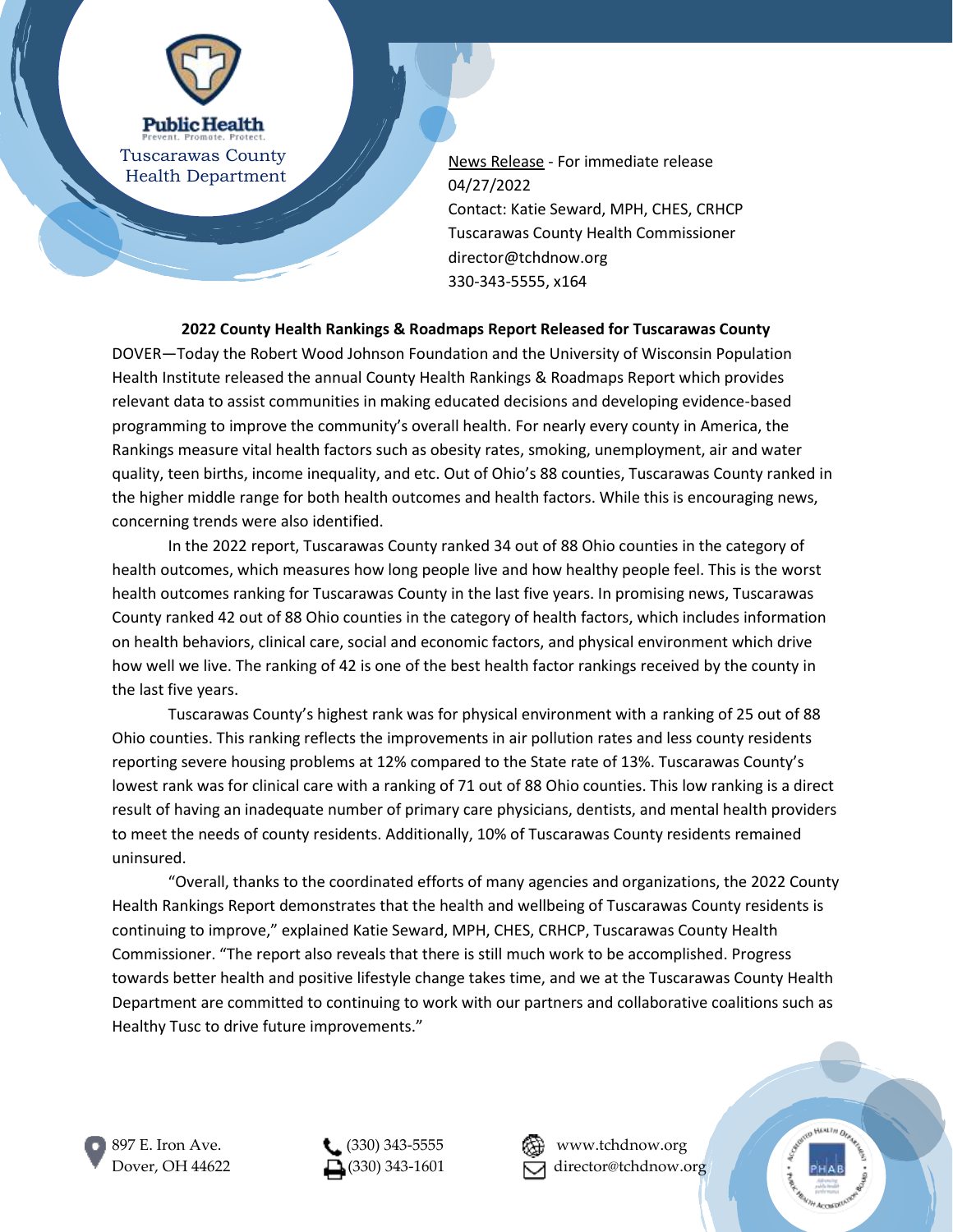Public Health
Prevent. Promote. Protect.
Tuscarawas County Health Department

News Release - For immediate release
04/27/2022
Contact: Katie Seward, MPH, CHES, CRHCP
Tuscarawas County Health Commissioner
director@tchdnow.org
330-343-5555, x164

**2022 County Health Rankings & Roadmaps Report Released for Tuscarawas County**

DOVER—Today the Robert Wood Johnson Foundation and the University of Wisconsin Population Health Institute released the annual County Health Rankings & Roadmaps Report which provides relevant data to assist communities in making educated decisions and developing evidence-based programming to improve the community's overall health. For nearly every county in America, the Rankings measure vital health factors such as obesity rates, smoking, unemployment, air and water quality, teen births, income inequality, and etc. Out of Ohio's 88 counties, Tuscarawas County ranked in the higher middle range for both health outcomes and health factors. While this is encouraging news, concerning trends were also identified.

In the 2022 report, Tuscarawas County ranked 34 out of 88 Ohio counties in the category of health outcomes, which measures how long people live and how healthy people feel. This is the worst health outcomes ranking for Tuscarawas County in the last five years. In promising news, Tuscarawas County ranked 42 out of 88 Ohio counties in the category of health factors, which includes information on health behaviors, clinical care, social and economic factors, and physical environment which drive how well we live. The ranking of 42 is one of the best health factor rankings received by the county in the last five years.

Tuscarawas County's highest rank was for physical environment with a ranking of 25 out of 88 Ohio counties. This ranking reflects the improvements in air pollution rates and less county residents reporting severe housing problems at 12% compared to the State rate of 13%. Tuscarawas County's lowest rank was for clinical care with a ranking of 71 out of 88 Ohio counties. This low ranking is a direct result of having an inadequate number of primary care physicians, dentists, and mental health providers to meet the needs of county residents. Additionally, 10% of Tuscarawas County residents remained uninsured.

"Overall, thanks to the coordinated efforts of many agencies and organizations, the 2022 County Health Rankings Report demonstrates that the health and wellbeing of Tuscarawas County residents is continuing to improve," explained Katie Seward, MPH, CHES, CRHCP, Tuscarawas County Health Commissioner. "The report also reveals that there is still much work to be accomplished. Progress towards better health and positive lifestyle change takes time, and we at the Tuscarawas County Health Department are committed to continuing to work with our partners and collaborative coalitions such as Healthy Tusc to drive future improvements."

897 E. Iron Ave.
Dover, OH 44622

(330) 343-5555
(330) 343-1601

www.tchdnow.org
director@tchdnow.org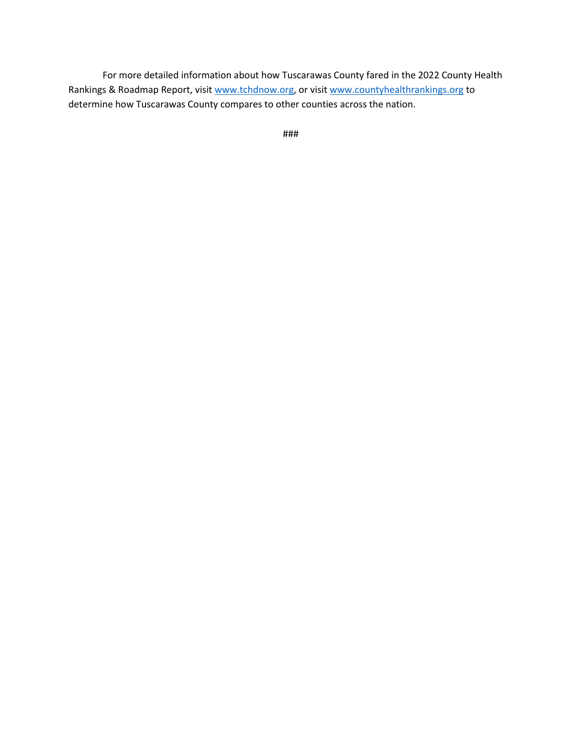For more detailed information about how Tuscarawas County fared in the 2022 County Health Rankings & Roadmap Report, visit www.tchdnow.org, or visit www.countyhealthrankings.org to determine how Tuscarawas County compares to other counties across the nation.

###